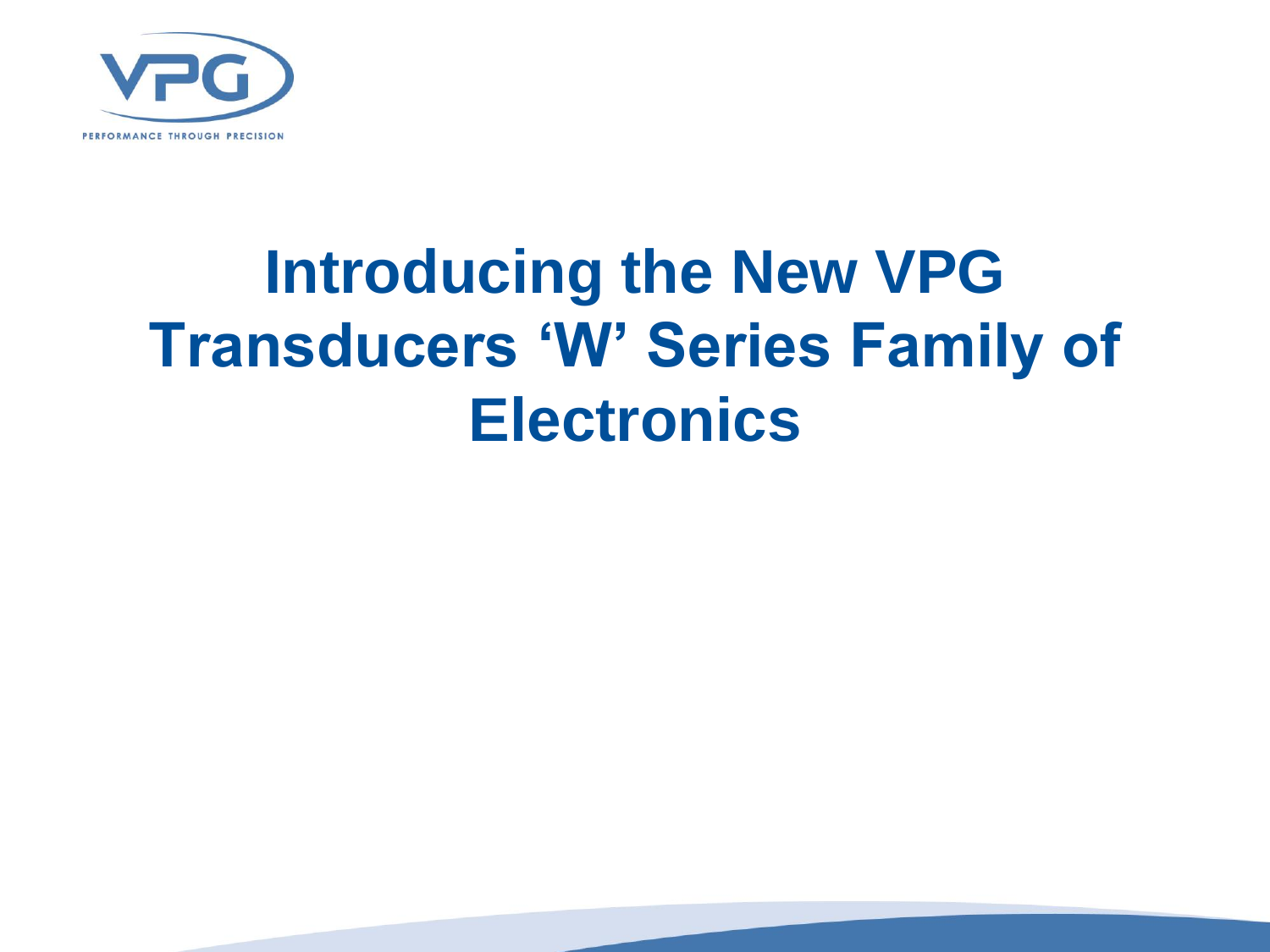# Introducing the New VPG Transducers 'W' Series Family of Electronics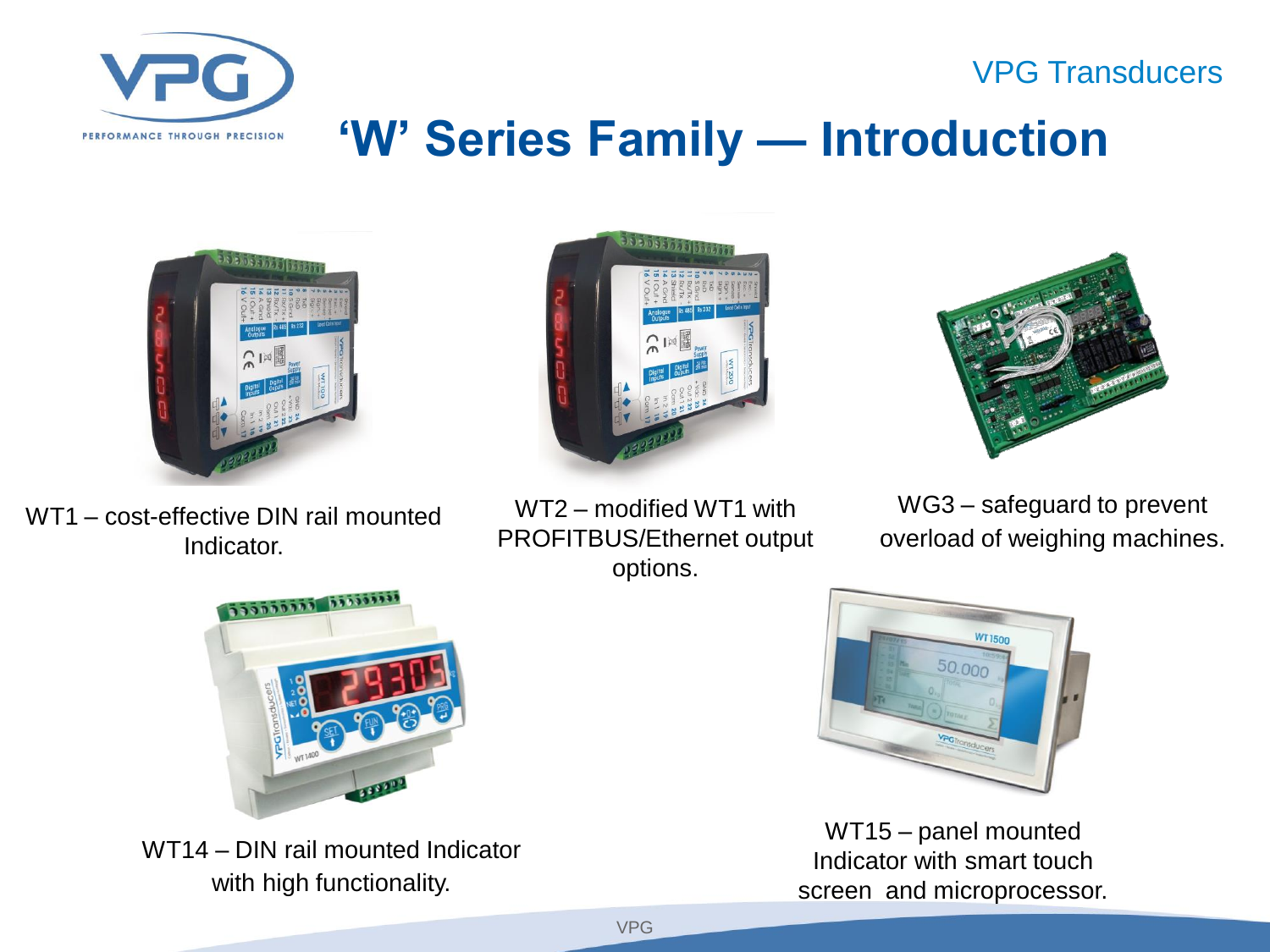# 'W' Series Family — Introduction

WT1 – cost-effective DIN rail mounted Indicator.

WT2 – modified WT1 with PROFITBUS/Ethernet output options.

WG3 – safeguard to prevent overload of weighing machines.

WT14 – DIN rail mounted Indicator with high functionality.

WT15 – panel mounted Indicator with smart touch screen and microprocessor.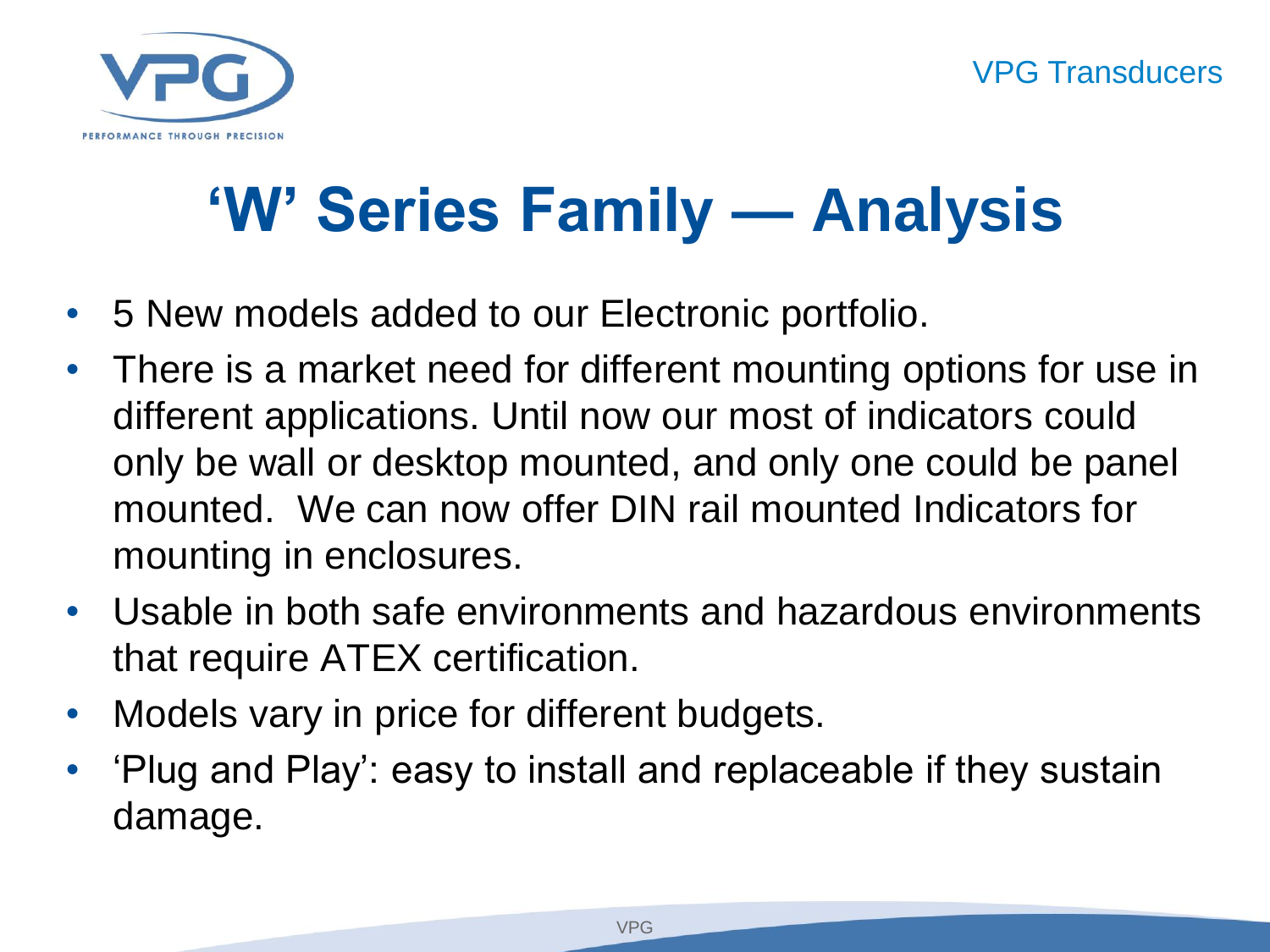# 'W' Series Family — Analysis

- 5 New models added to our Electronic portfolio.
- There is a market need for different mounting options for use in different applications. Until now our most of indicators could only be wall or desktop mounted, and only one could be panel mounted. We can now offer DIN rail mounted Indicators for mounting in enclosures.
- Usable in both safe environments and hazardous environments that require ATEX certification.
- Models vary in price for different budgets.
- 'Plug and Play': easy to install and replaceable if they sustain damage.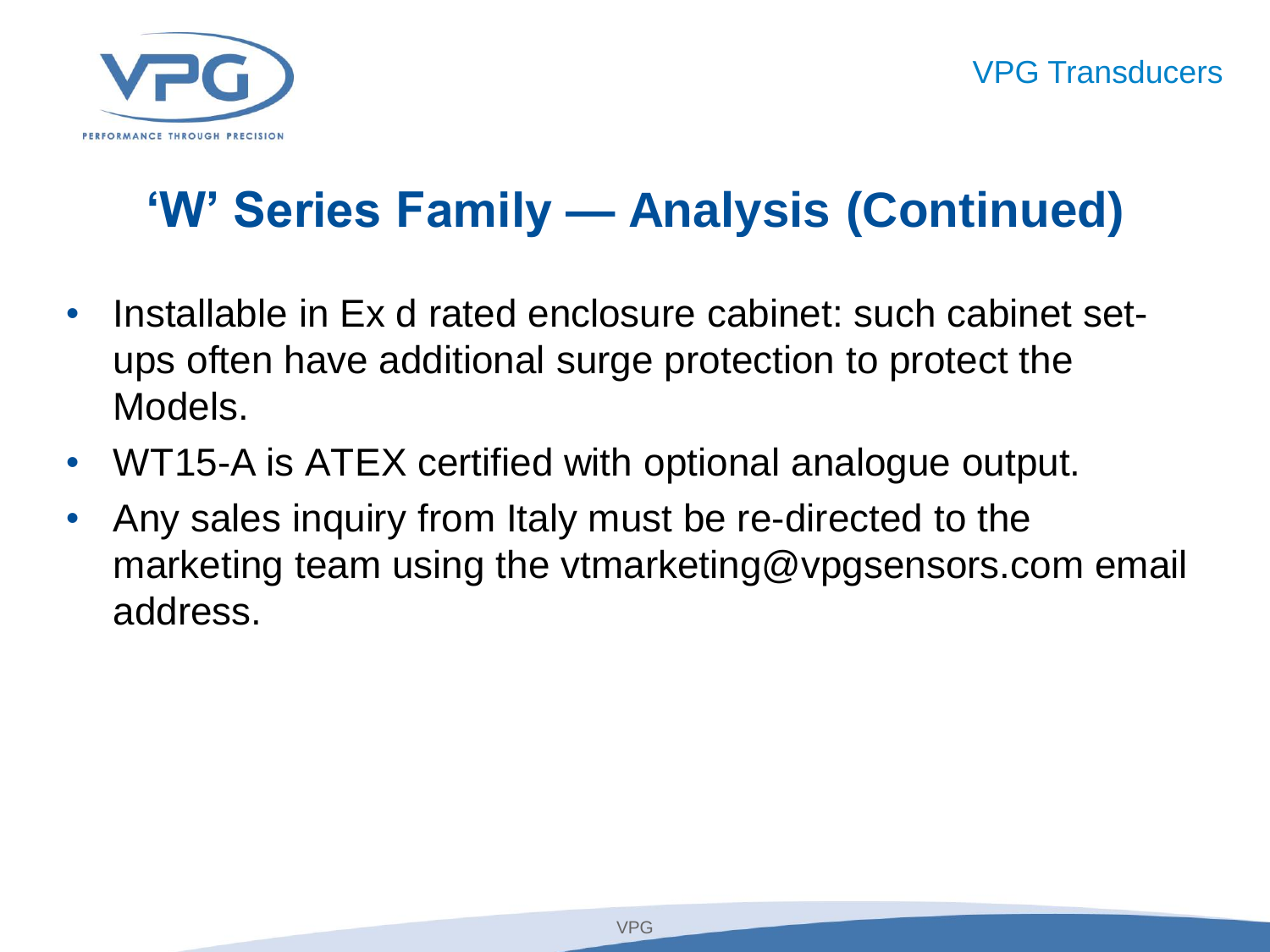# 'W' Series Family — Analysis (Continued)

- Installable in Ex d rated enclosure cabinet: such cabinet set-ups often have additional surge protection to protect the Models.
- WT15-A is ATEX certified with optional analogue output.
- Any sales inquiry from Italy must be re-directed to the marketing team using the vtmarketing@vpgsensors.com email address.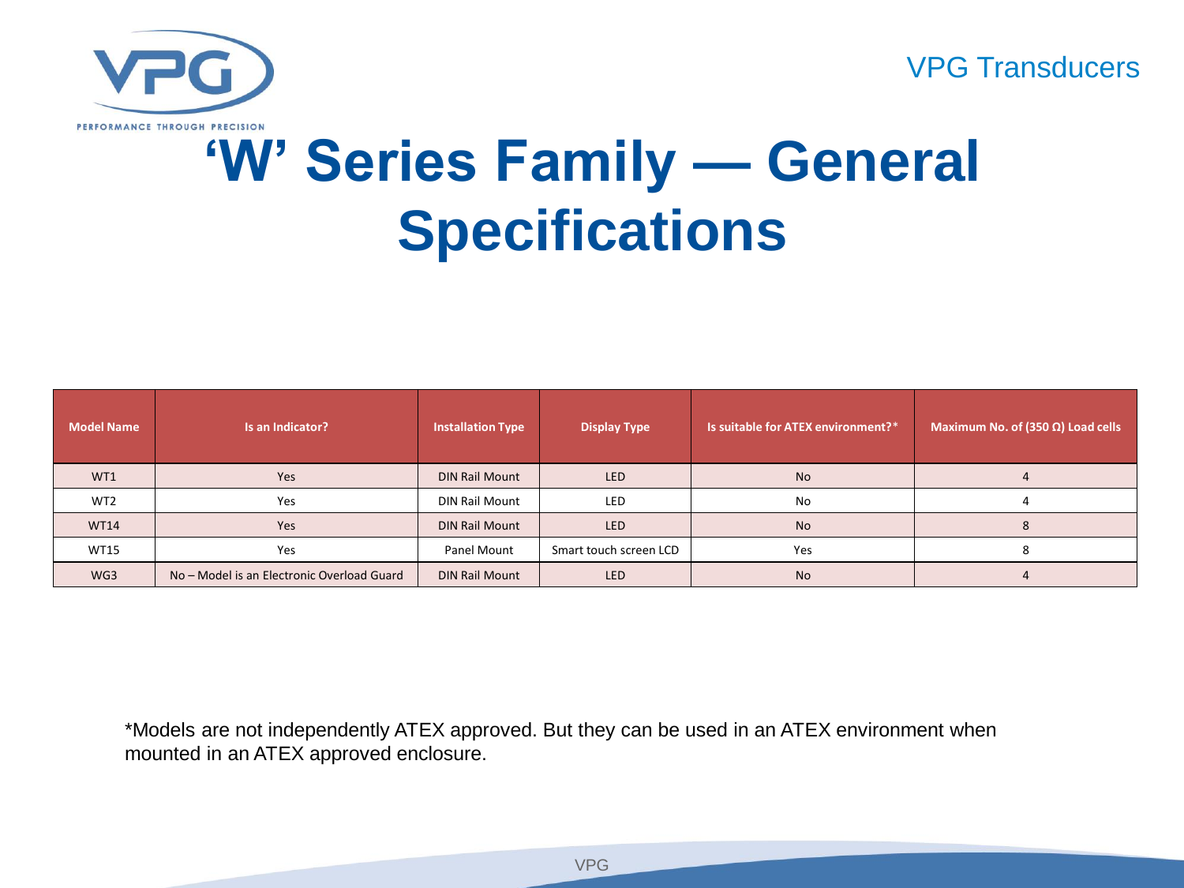# ‘W’ Series Family — General Specifications

| Model Name | Is an Indicator? | Installation Type | Display Type | Is suitable for ATEX environment?* | Maximum No. of (350 Ω) Load cells |
|---|---|---|---|---|---|
| WT1 | Yes | DIN Rail Mount | LED | No | 4 |
| WT2 | Yes | DIN Rail Mount | LED | No | 4 |
| WT14 | Yes | DIN Rail Mount | LED | No | 8 |
| WT15 | Yes | Panel Mount | Smart touch screen LCD | Yes | 8 |
| WG3 | No – Model is an Electronic Overload Guard | DIN Rail Mount | LED | No | 4 |

*Models are not independently ATEX approved. But they can be used in an ATEX environment when mounted in an ATEX approved enclosure.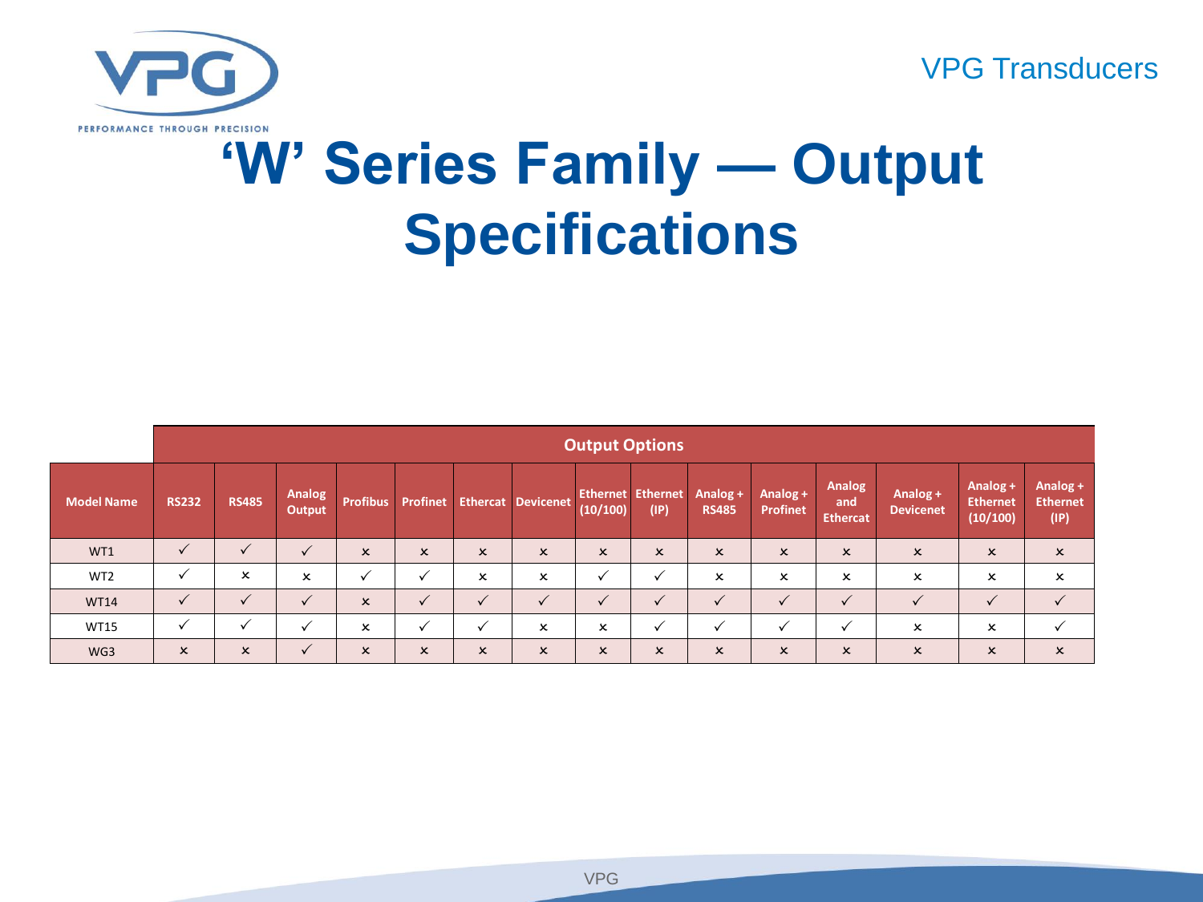# 'W' Series Family — Output Specifications

| | Output Options | | | | | | | | | | | | | | |
|---|---|---|---|---|---|---|---|---|---|---|---|---|---|---|---|
| Model Name | RS232 | RS485 | Analog Output | Profibus | Profinet | Ethercat | Devicenet | Ethernet (10/100) | Ethernet (IP) | Analog + RS485 | Analog + Profinet | Analog and Ethercat | Analog + Devicenet | Analog + Ethernet (10/100) | Analog + Ethernet (IP) |
| WT1 | ✓ | ✓ | ✓ | × | × | × | × | × | × | × | × | × | × | × | × |
| WT2 | ✓ | × | × | ✓ | ✓ | × | × | ✓ | ✓ | × | × | × | × | × | × |
| WT14 | ✓ | ✓ | ✓ | × | ✓ | ✓ | ✓ | ✓ | ✓ | ✓ | ✓ | ✓ | ✓ | ✓ | ✓ |
| WT15 | ✓ | ✓ | ✓ | × | ✓ | ✓ | × | × | ✓ | ✓ | ✓ | ✓ | × | × | ✓ |
| WG3 | × | × | ✓ | × | × | × | × | × | × | × | × | × | × | × | × |